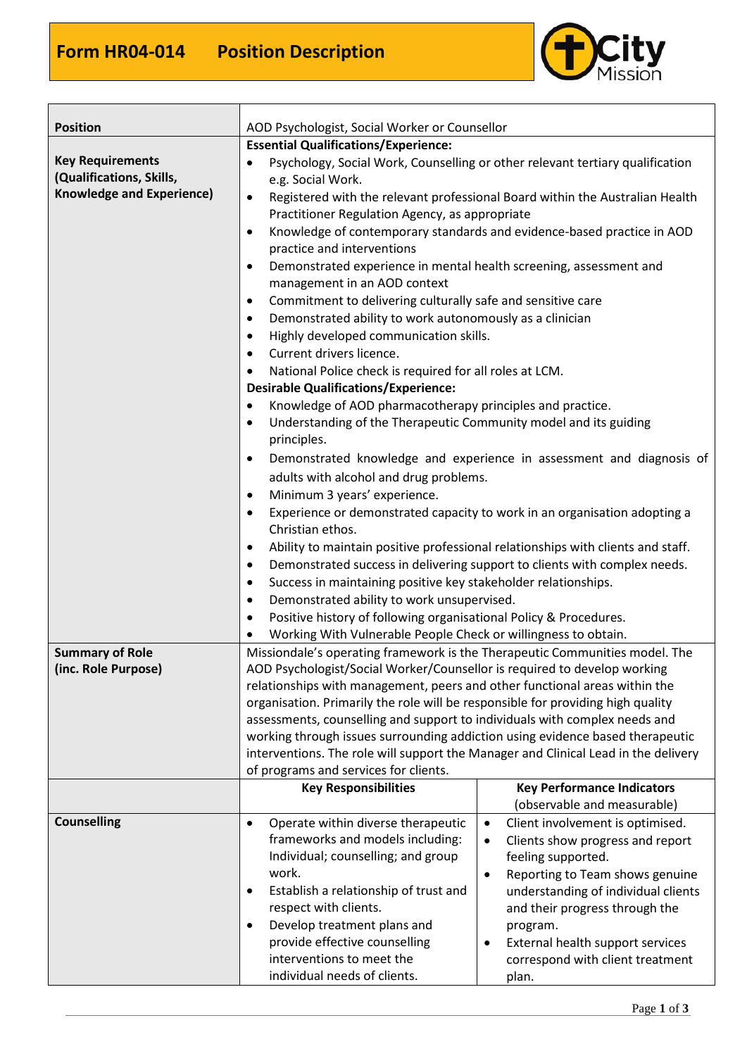# Form HR04-014 Position Description

City Mission

| | | |
|---|---|---|
| **Position** | AOD Psychologist, Social Worker or Counsellor | |
| **Key Requirements (Qualifications, Skills, Knowledge and Experience)** | **Essential Qualifications/Experience:**<br>• Psychology, Social Work, Counselling or other relevant tertiary qualification e.g. Social Work.<br>• Registered with the relevant professional Board within the Australian Health Practitioner Regulation Agency, as appropriate<br>• Knowledge of contemporary standards and evidence-based practice in AOD practice and interventions<br>• Demonstrated experience in mental health screening, assessment and management in an AOD context<br>• Commitment to delivering culturally safe and sensitive care<br>• Demonstrated ability to work autonomously as a clinician<br>• Highly developed communication skills.<br>• Current drivers licence.<br>• National Police check is required for all roles at LCM.<br>**Desirable Qualifications/Experience:**<br>• Knowledge of AOD pharmacotherapy principles and practice.<br>• Understanding of the Therapeutic Community model and its guiding principles.<br>• Demonstrated knowledge and experience in assessment and diagnosis of adults with alcohol and drug problems.<br>• Minimum 3 years' experience.<br>• Experience or demonstrated capacity to work in an organisation adopting a Christian ethos.<br>• Ability to maintain positive professional relationships with clients and staff.<br>• Demonstrated success in delivering support to clients with complex needs.<br>• Success in maintaining positive key stakeholder relationships.<br>• Demonstrated ability to work unsupervised.<br>• Positive history of following organisational Policy & Procedures.<br>• Working With Vulnerable People Check or willingness to obtain. | |
| **Summary of Role (inc. Role Purpose)** | Missiondale's operating framework is the Therapeutic Communities model. The AOD Psychologist/Social Worker/Counsellor is required to develop working relationships with management, peers and other functional areas within the organisation. Primarily the role will be responsible for providing high quality assessments, counselling and support to individuals with complex needs and working through issues surrounding addiction using evidence based therapeutic interventions. The role will support the Manager and Clinical Lead in the delivery of programs and services for clients. | |
| | **Key Responsibilities** | **Key Performance Indicators** (observable and measurable) |
| **Counselling** | • Operate within diverse therapeutic frameworks and models including: Individual; counselling; and group work.<br>• Establish a relationship of trust and respect with clients.<br>• Develop treatment plans and provide effective counselling interventions to meet the individual needs of clients. | • Client involvement is optimised.<br>• Clients show progress and report feeling supported.<br>• Reporting to Team shows genuine understanding of individual clients and their progress through the program.<br>• External health support services correspond with client treatment plan. |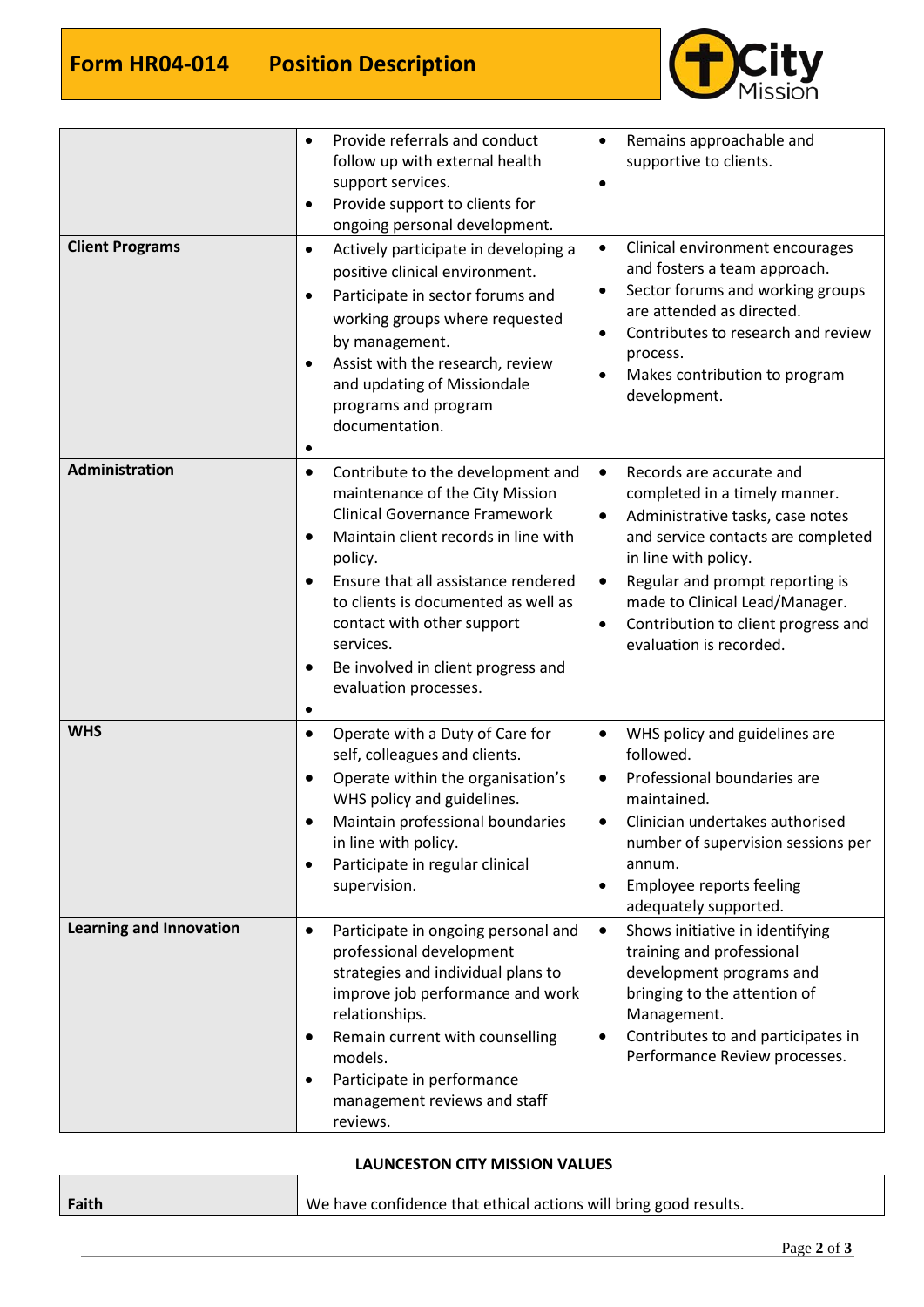| | | |
|---|---|---|
| | • Provide referrals and conduct follow up with external health support services.<br>• Provide support to clients for ongoing personal development. | • Remains approachable and supportive to clients.<br>• |
| **Client Programs** | • Actively participate in developing a positive clinical environment.<br>• Participate in sector forums and working groups where requested by management.<br>• Assist with the research, review and updating of Missiondale programs and program documentation.<br>• | • Clinical environment encourages and fosters a team approach.<br>• Sector forums and working groups are attended as directed.<br>• Contributes to research and review process.<br>• Makes contribution to program development. |
| **Administration** | • Contribute to the development and maintenance of the City Mission Clinical Governance Framework<br>• Maintain client records in line with policy.<br>• Ensure that all assistance rendered to clients is documented as well as contact with other support services.<br>• Be involved in client progress and evaluation processes.<br>• | • Records are accurate and completed in a timely manner.<br>• Administrative tasks, case notes and service contacts are completed in line with policy.<br>• Regular and prompt reporting is made to Clinical Lead/Manager.<br>• Contribution to client progress and evaluation is recorded. |
| **WHS** | • Operate with a Duty of Care for self, colleagues and clients.<br>• Operate within the organisation's WHS policy and guidelines.<br>• Maintain professional boundaries in line with policy.<br>• Participate in regular clinical supervision. | • WHS policy and guidelines are followed.<br>• Professional boundaries are maintained.<br>• Clinician undertakes authorised number of supervision sessions per annum.<br>• Employee reports feeling adequately supported. |
| **Learning and Innovation** | • Participate in ongoing personal and professional development strategies and individual plans to improve job performance and work relationships.<br>• Remain current with counselling models.<br>• Participate in performance management reviews and staff reviews. | • Shows initiative in identifying training and professional development programs and bringing to the attention of Management.<br>• Contributes to and participates in Performance Review processes. |

**LAUNCESTON CITY MISSION VALUES**

| | |
|---|---|
| **Faith** | We have confidence that ethical actions will bring good results. |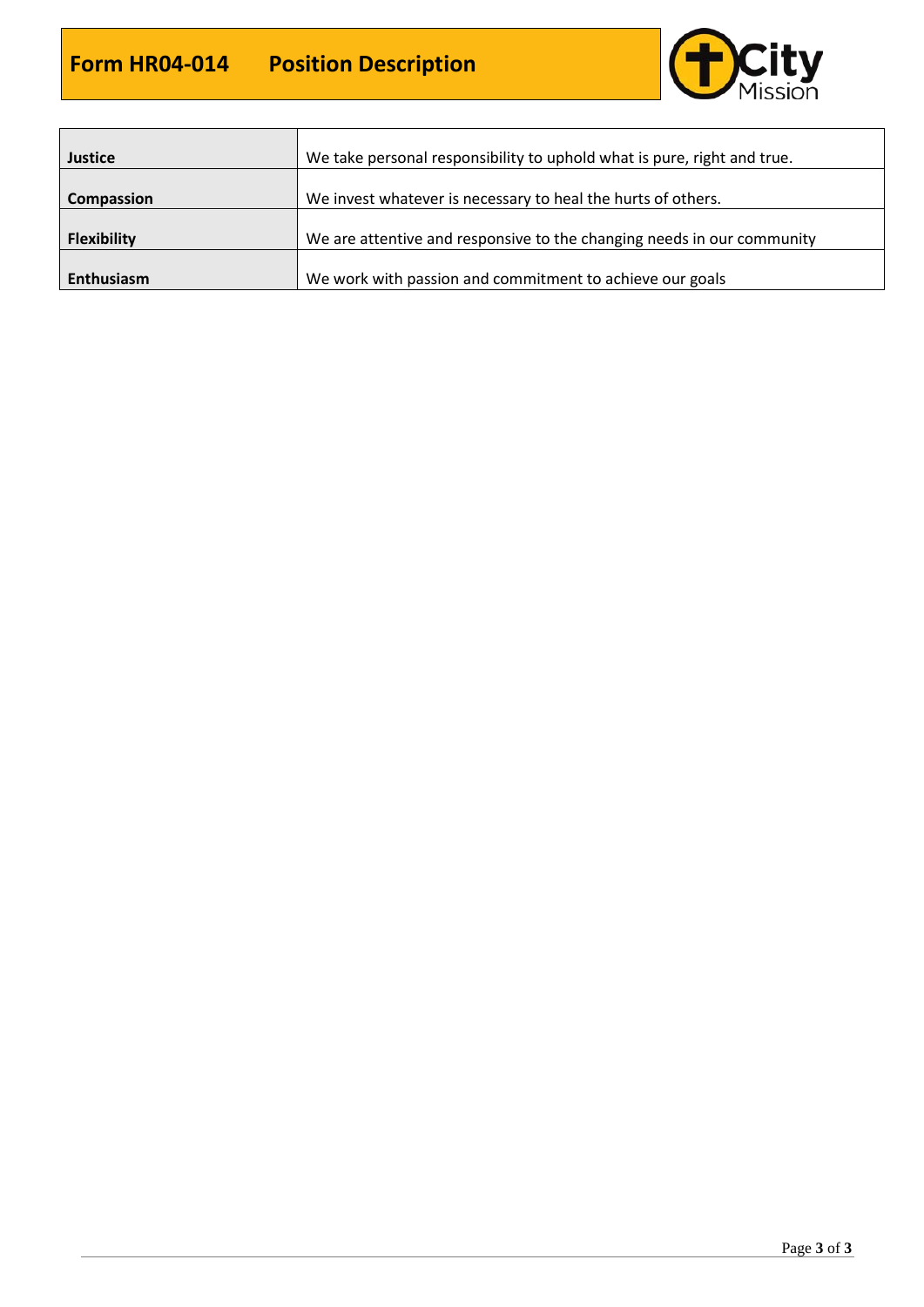| | |
|---|---|
| **Justice** | We take personal responsibility to uphold what is pure, right and true. |
| **Compassion** | We invest whatever is necessary to heal the hurts of others. |
| **Flexibility** | We are attentive and responsive to the changing needs in our community |
| **Enthusiasm** | We work with passion and commitment to achieve our goals |